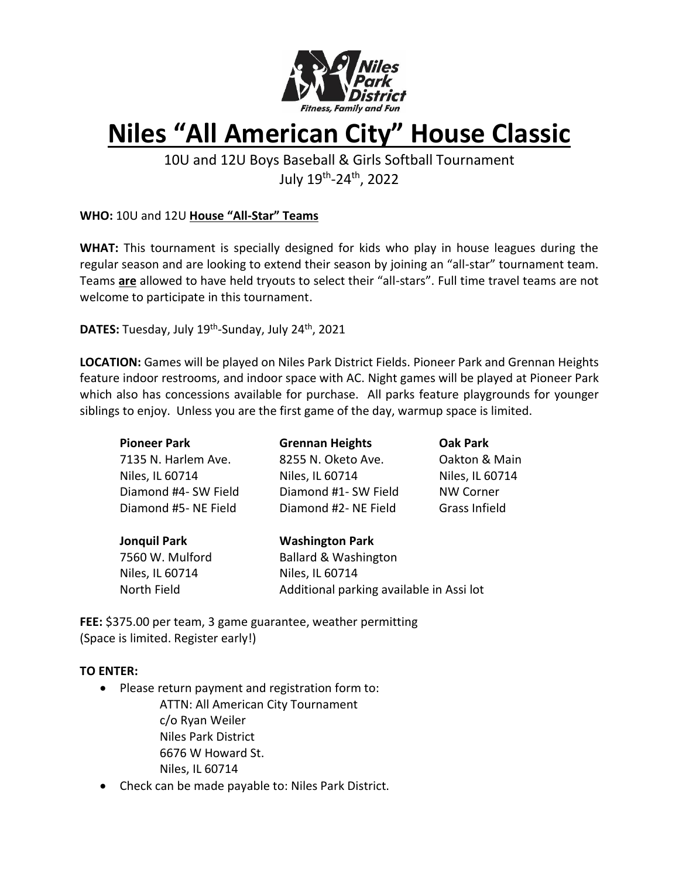Niles Park District
*Fitness, Family and Fun*

# Niles "All American City" House Classic

10U and 12U Boys Baseball & Girls Softball Tournament
July 19th-24th, 2022

**WHO:** 10U and 12U **House "All-Star" Teams**

**WHAT:** This tournament is specially designed for kids who play in house leagues during the regular season and are looking to extend their season by joining an "all-star" tournament team. Teams **are** allowed to have held tryouts to select their "all-stars". Full time travel teams are not welcome to participate in this tournament.

**DATES:** Tuesday, July 19th-Sunday, July 24th, 2021

**LOCATION:** Games will be played on Niles Park District Fields. Pioneer Park and Grennan Heights feature indoor restrooms, and indoor space with AC. Night games will be played at Pioneer Park which also has concessions available for purchase. All parks feature playgrounds for younger siblings to enjoy. Unless you are the first game of the day, warmup space is limited.

**Pioneer Park**
7135 N. Harlem Ave.
Niles, IL 60714
Diamond #4- SW Field
Diamond #5- NE Field

**Grennan Heights**
8255 N. Oketo Ave.
Niles, IL 60714
Diamond #1- SW Field
Diamond #2- NE Field

**Oak Park**
Oakton & Main
Niles, IL 60714
NW Corner
Grass Infield

**Jonquil Park**
7560 W. Mulford
Niles, IL 60714
North Field

**Washington Park**
Ballard & Washington
Niles, IL 60714
Additional parking available in Assi lot

**FEE:** $375.00 per team, 3 game guarantee, weather permitting
(Space is limited. Register early!)

**TO ENTER:**

- Please return payment and registration form to:
  ATTN: All American City Tournament
  c/o Ryan Weiler
  Niles Park District
  6676 W Howard St.
  Niles, IL 60714
- Check can be made payable to: Niles Park District.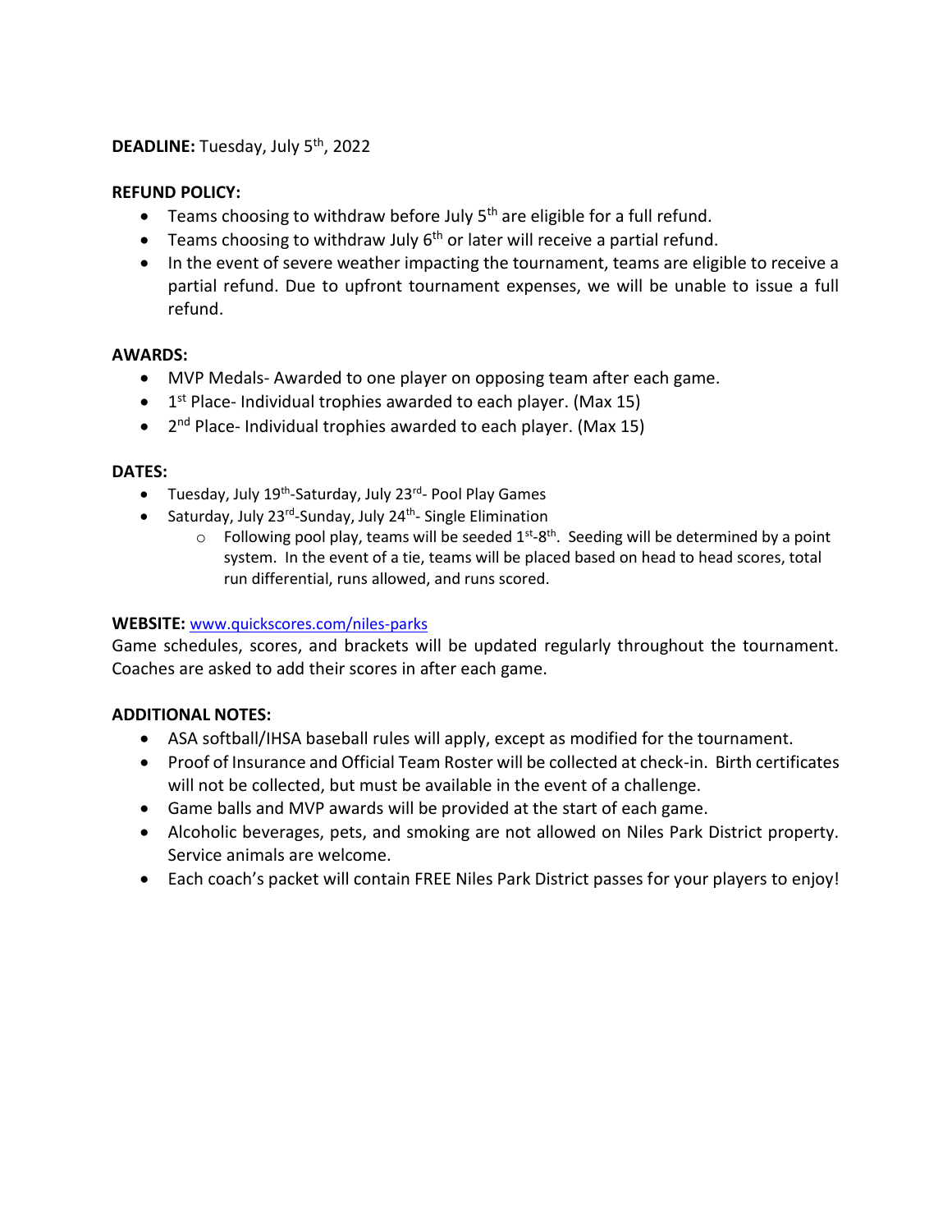**DEADLINE:** Tuesday, July 5th, 2022

**REFUND POLICY:**

- Teams choosing to withdraw before July 5th are eligible for a full refund.
- Teams choosing to withdraw July 6th or later will receive a partial refund.
- In the event of severe weather impacting the tournament, teams are eligible to receive a partial refund. Due to upfront tournament expenses, we will be unable to issue a full refund.

**AWARDS:**

- MVP Medals- Awarded to one player on opposing team after each game.
- 1st Place- Individual trophies awarded to each player. (Max 15)
- 2nd Place- Individual trophies awarded to each player. (Max 15)

**DATES:**

- Tuesday, July 19th-Saturday, July 23rd- Pool Play Games
- Saturday, July 23rd-Sunday, July 24th- Single Elimination
  - Following pool play, teams will be seeded 1st-8th. Seeding will be determined by a point system. In the event of a tie, teams will be placed based on head to head scores, total run differential, runs allowed, and runs scored.

**WEBSITE:** [www.quickscores.com/niles-parks](http://www.quickscores.com/niles-parks)

Game schedules, scores, and brackets will be updated regularly throughout the tournament. Coaches are asked to add their scores in after each game.

**ADDITIONAL NOTES:**

- ASA softball/IHSA baseball rules will apply, except as modified for the tournament.
- Proof of Insurance and Official Team Roster will be collected at check-in. Birth certificates will not be collected, but must be available in the event of a challenge.
- Game balls and MVP awards will be provided at the start of each game.
- Alcoholic beverages, pets, and smoking are not allowed on Niles Park District property. Service animals are welcome.
- Each coach's packet will contain FREE Niles Park District passes for your players to enjoy!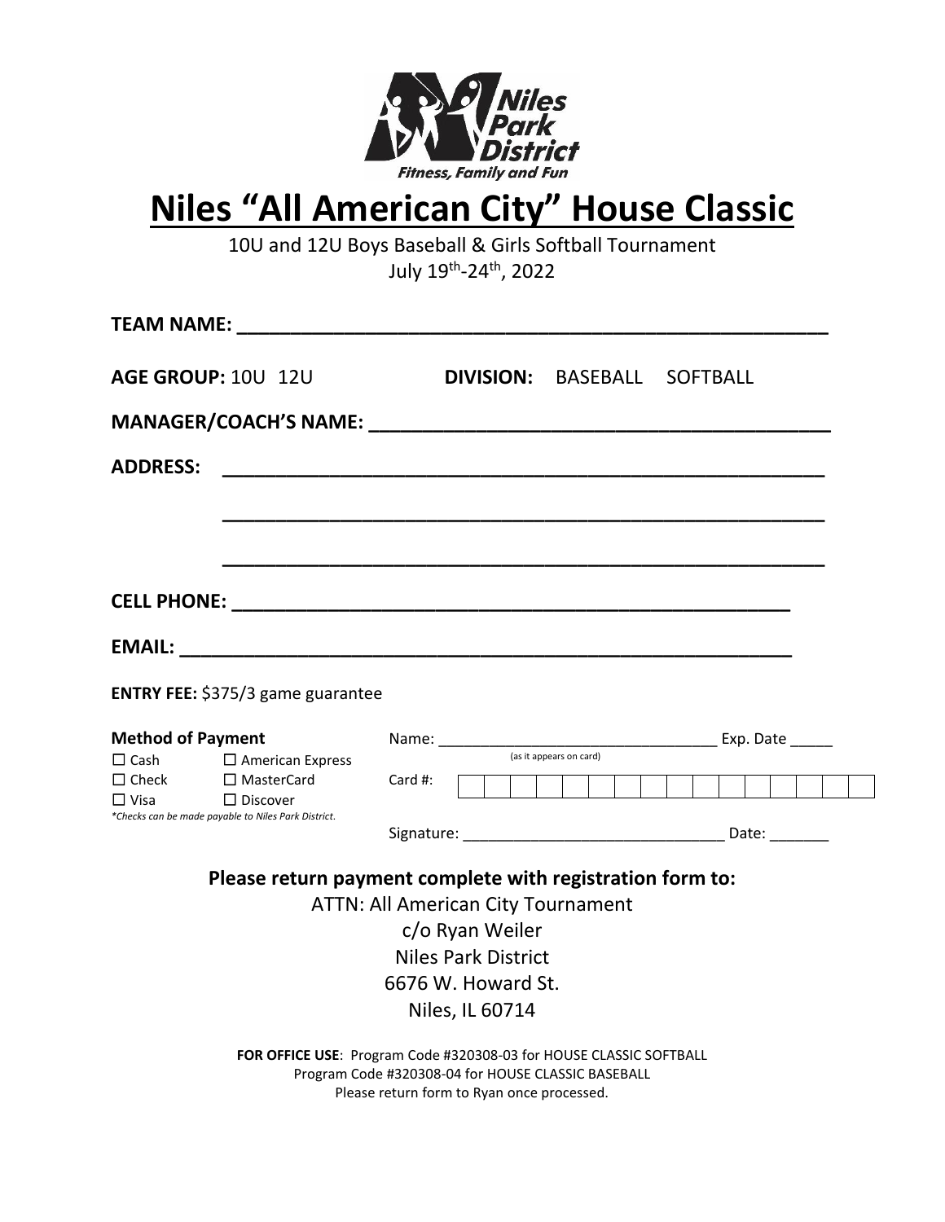Niles Park District
Fitness, Family and Fun

# Niles "All American City" House Classic

10U and 12U Boys Baseball & Girls Softball Tournament
July 19th-24th, 2022

**TEAM NAME:** ________________________________________________

**AGE GROUP:** 10U 12U **DIVISION:** BASEBALL SOFTBALL

**MANAGER/COACH'S NAME:** ________________________________________

**ADDRESS:** ________________________________________________

________________________________________________

________________________________________________

**CELL PHONE:** ________________________________________________

**EMAIL:** ________________________________________________

**ENTRY FEE:** $375/3 game guarantee

**Method of Payment**

☐ Cash ☐ American Express
☐ Check ☐ MasterCard
☐ Visa ☐ Discover

*\*Checks can be made payable to Niles Park District.*

Name: ________________________________ Exp. Date _____
(as it appears on card)

Card #: | | | | | | | | | | | | | | | | |

Signature: ______________________________ Date: _______

**Please return payment complete with registration form to:**

ATTN: All American City Tournament
c/o Ryan Weiler
Niles Park District
6676 W. Howard St.
Niles, IL 60714

**FOR OFFICE USE**: Program Code #320308-03 for HOUSE CLASSIC SOFTBALL
Program Code #320308-04 for HOUSE CLASSIC BASEBALL
Please return form to Ryan once processed.